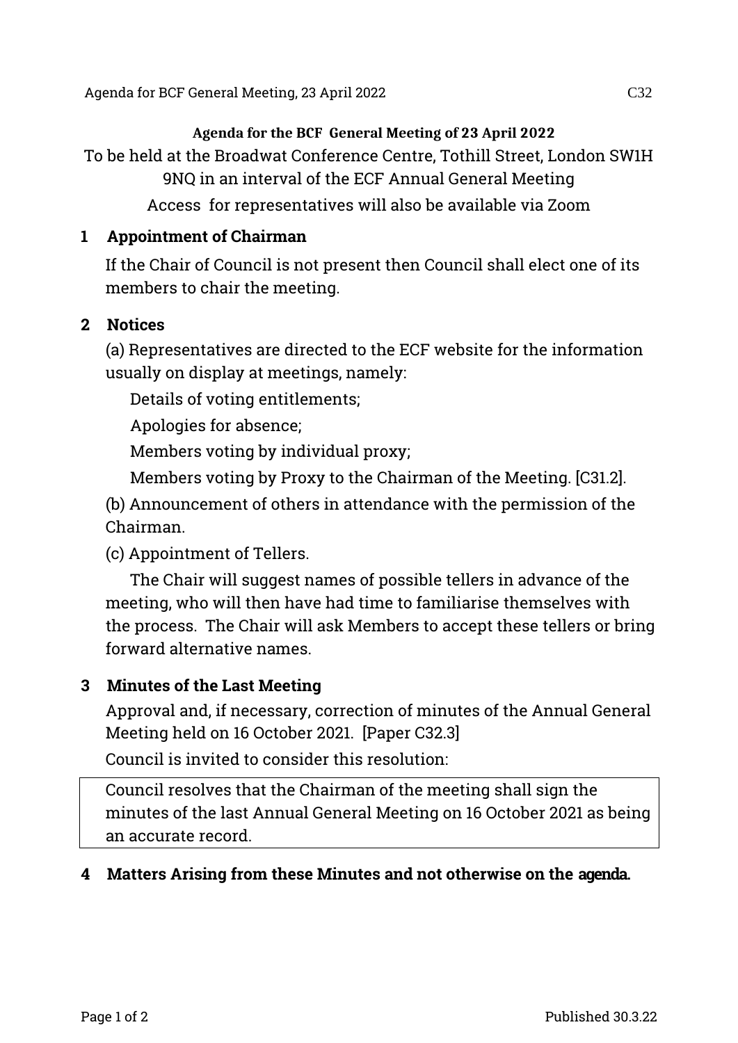**Agenda for the BCF General Meeting of 23 April 2022**

To be held at the Broadwat Conference Centre, Tothill Street, London SW1H 9NQ in an interval of the ECF Annual General Meeting

Access for representatives will also be available via Zoom

## 1 Appointment of Chairman

If the Chair of Council is not present then Council shall elect one of its members to chair the meeting.

## 2 Notices

(a) Representatives are directed to the ECF website for the information usually on display at meetings, namely:

Details of voting entitlements;

Apologies for absence;

Members voting by individual proxy;

Members voting by Proxy to the Chairman of the Meeting. [C31.2].

(b) Announcement of others in attendance with the permission of the Chairman.

(c) Appointment of Tellers.

The Chair will suggest names of possible tellers in advance of the meeting, who will then have had time to familiarise themselves with the process. The Chair will ask Members to accept these tellers or bring forward alternative names.

## 3 Minutes of the Last Meeting

Approval and, if necessary, correction of minutes of the Annual General Meeting held on 16 October 2021. [Paper C32.3]

Council is invited to consider this resolution:

> Council resolves that the Chairman of the meeting shall sign the minutes of the last Annual General Meeting on 16 October 2021 as being an accurate record.

## 4 Matters Arising from these Minutes and not otherwise on the agenda.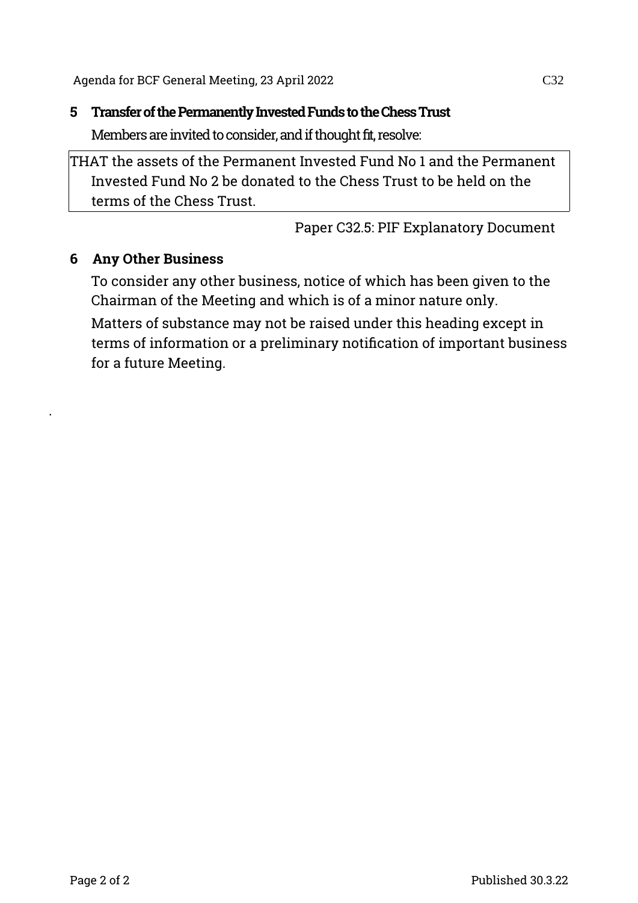## 5 Transfer of the Permanently Invested Funds to the Chess Trust

Members are invited to consider, and if thought fit, resolve:

> THAT the assets of the Permanent Invested Fund No 1 and the Permanent Invested Fund No 2 be donated to the Chess Trust to be held on the terms of the Chess Trust.

Paper C32.5: PIF Explanatory Document

## 6 Any Other Business

To consider any other business, notice of which has been given to the Chairman of the Meeting and which is of a minor nature only.

Matters of substance may not be raised under this heading except in terms of information or a preliminary notification of important business for a future Meeting.

Published 30.3.22